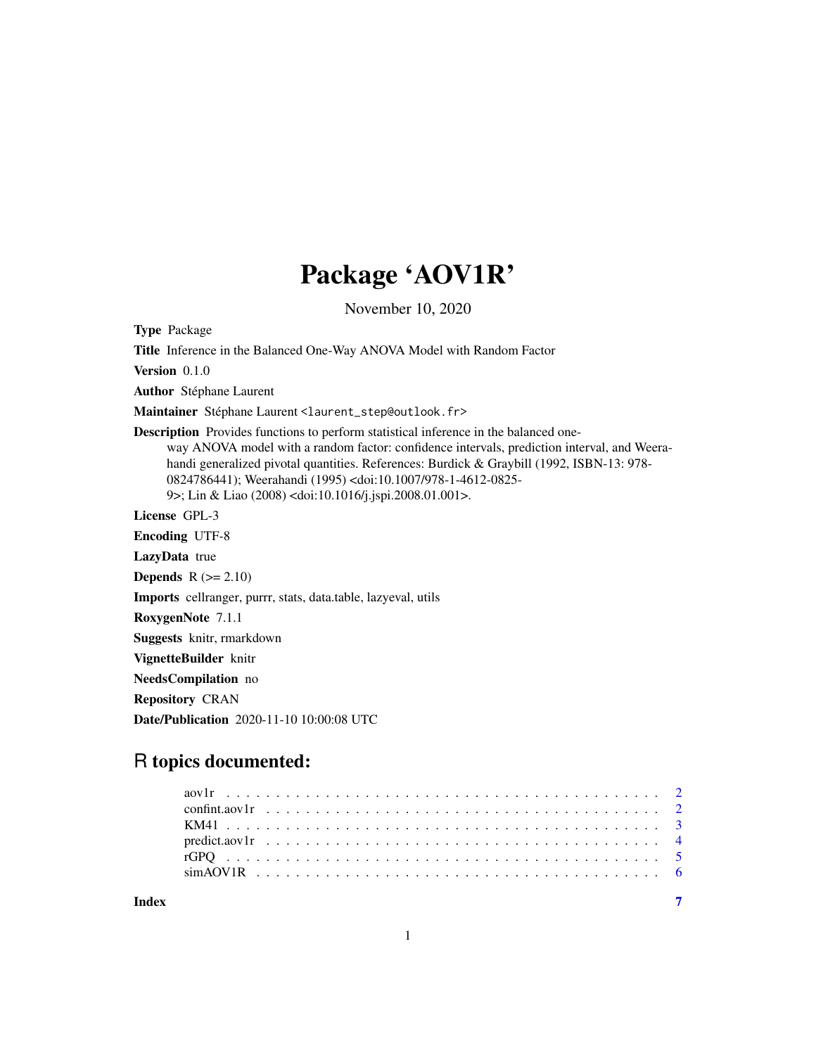# Package 'AOV1R'

November 10, 2020

**Type** Package

**Title** Inference in the Balanced One-Way ANOVA Model with Random Factor

**Version** 0.1.0

**Author** Stéphane Laurent

**Maintainer** Stéphane Laurent <laurent_step@outlook.fr>

**Description** Provides functions to perform statistical inference in the balanced one-way ANOVA model with a random factor: confidence intervals, prediction interval, and Weerahandi generalized pivotal quantities. References: Burdick & Graybill (1992, ISBN-13: 978-0824786441); Weerahandi (1995) <doi:10.1007/978-1-4612-0825-9>; Lin & Liao (2008) <doi:10.1016/j.jspi.2008.01.001>.

**License** GPL-3

**Encoding** UTF-8

**LazyData** true

**Depends** R (>= 2.10)

**Imports** cellranger, purrr, stats, data.table, lazyeval, utils

**RoxygenNote** 7.1.1

**Suggests** knitr, rmarkdown

**VignetteBuilder** knitr

**NeedsCompilation** no

**Repository** CRAN

**Date/Publication** 2020-11-10 10:00:08 UTC

## R topics documented:

aov1r . . . . . . . . . . . . . . . . . . . . . . . . . . . . . . . . . . . . . . . . 2
confint.aov1r . . . . . . . . . . . . . . . . . . . . . . . . . . . . . . . . . . . . 2
KM41 . . . . . . . . . . . . . . . . . . . . . . . . . . . . . . . . . . . . . . . . 3
predict.aov1r . . . . . . . . . . . . . . . . . . . . . . . . . . . . . . . . . . . . 4
rGPQ . . . . . . . . . . . . . . . . . . . . . . . . . . . . . . . . . . . . . . . . 5
simAOV1R . . . . . . . . . . . . . . . . . . . . . . . . . . . . . . . . . . . . . 6

**Index** 7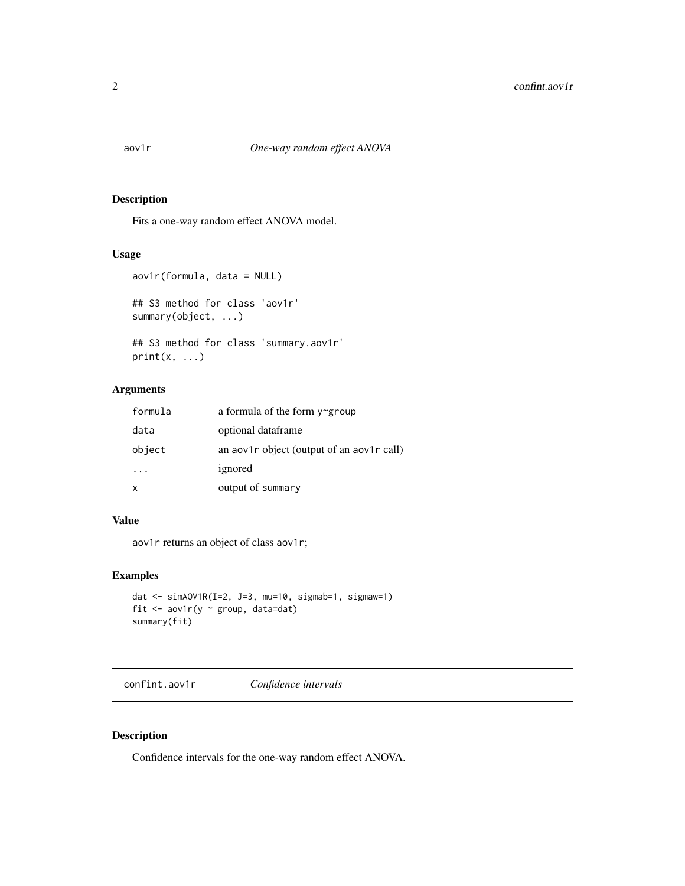## aov1r — *One-way random effect ANOVA*

### Description

Fits a one-way random effect ANOVA model.

### Usage

```
aov1r(formula, data = NULL)

## S3 method for class 'aov1r'
summary(object, ...)

## S3 method for class 'summary.aov1r'
print(x, ...)
```

### Arguments

| | |
|---|---|
| `formula` | a formula of the form y~group |
| `data` | optional dataframe |
| `object` | an `aov1r` object (output of an `aov1r` call) |
| `...` | ignored |
| `x` | output of `summary` |

### Value

`aov1r` returns an object of class `aov1r`;

### Examples

```
dat <- simAOV1R(I=2, J=3, mu=10, sigmab=1, sigmaw=1)
fit <- aov1r(y ~ group, data=dat)
summary(fit)
```

## confint.aov1r — *Confidence intervals*

### Description

Confidence intervals for the one-way random effect ANOVA.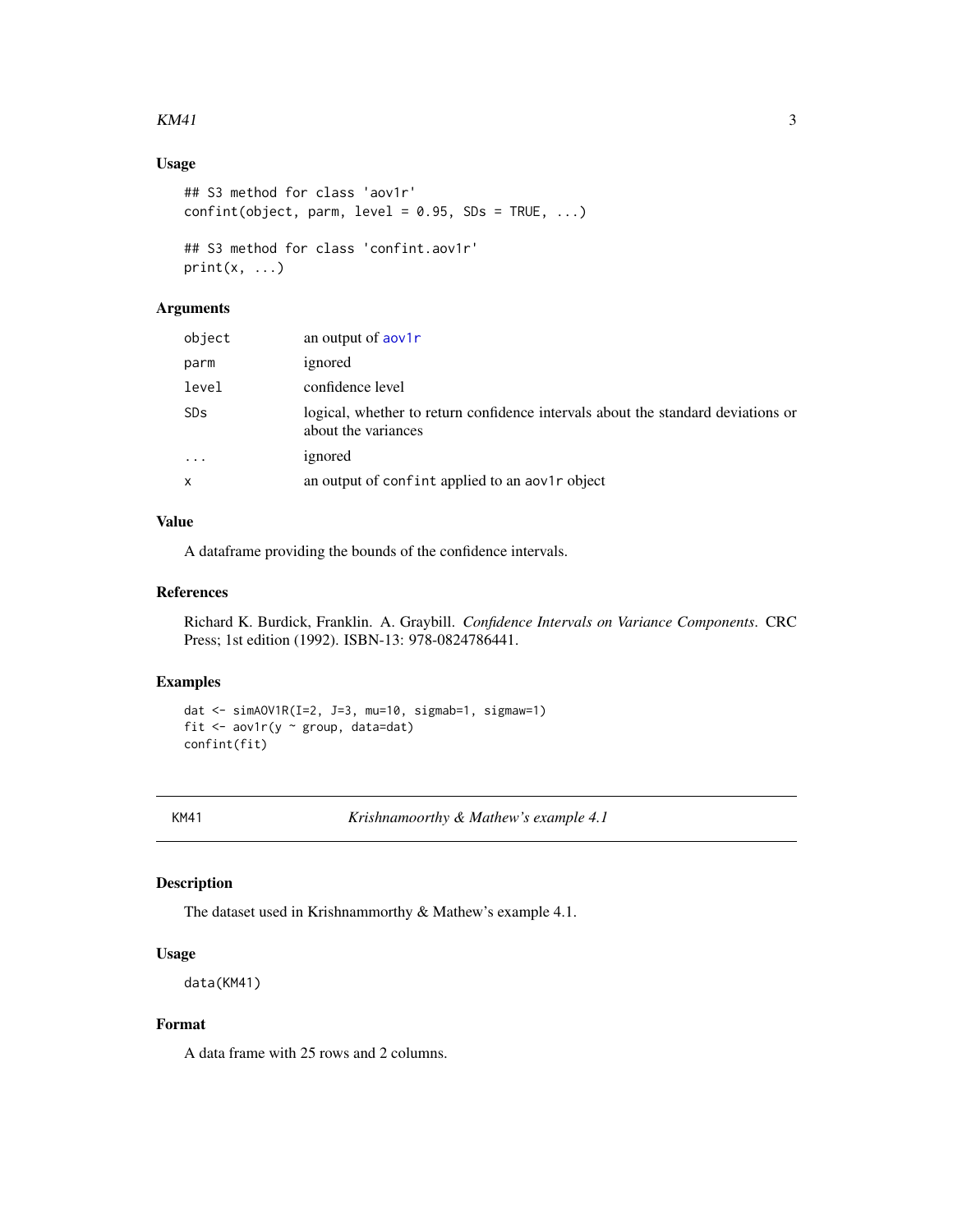### Usage

```
## S3 method for class 'aov1r'
confint(object, parm, level = 0.95, SDs = TRUE, ...)

## S3 method for class 'confint.aov1r'
print(x, ...)
```

### Arguments

| | |
|---|---|
| object | an output of aov1r |
| parm | ignored |
| level | confidence level |
| SDs | logical, whether to return confidence intervals about the standard deviations or about the variances |
| ... | ignored |
| x | an output of confint applied to an aov1r object |

### Value

A dataframe providing the bounds of the confidence intervals.

### References

Richard K. Burdick, Franklin. A. Graybill. *Confidence Intervals on Variance Components*. CRC Press; 1st edition (1992). ISBN-13: 978-0824786441.

### Examples

```
dat <- simAOV1R(I=2, J=3, mu=10, sigmab=1, sigmaw=1)
fit <- aov1r(y ~ group, data=dat)
confint(fit)
```

---

## KM41 — *Krishnamoorthy & Mathew's example 4.1*

### Description

The dataset used in Krishnammorthy & Mathew's example 4.1.

### Usage

```
data(KM41)
```

### Format

A data frame with 25 rows and 2 columns.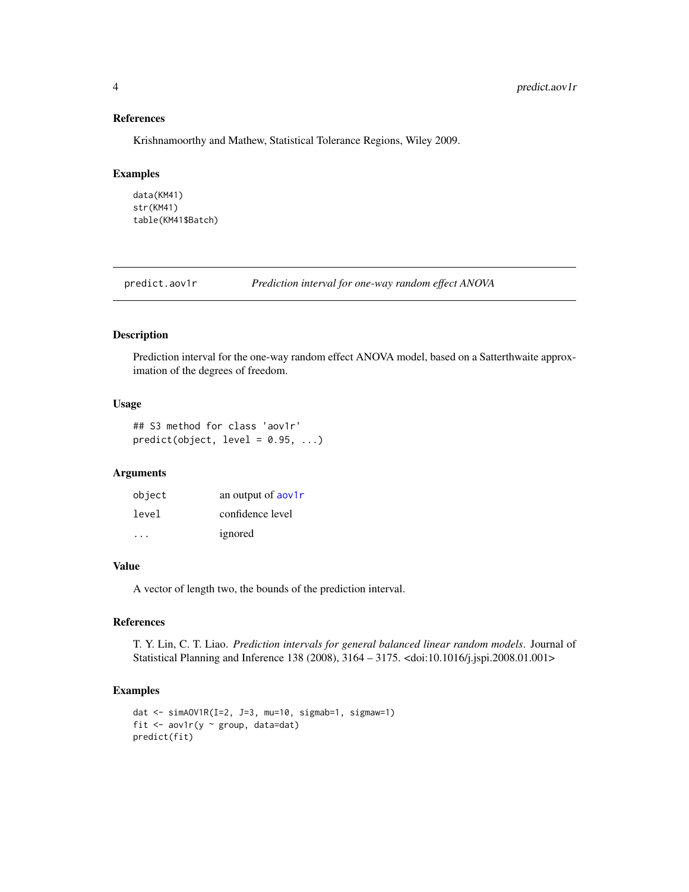### References

Krishnamoorthy and Mathew, Statistical Tolerance Regions, Wiley 2009.

### Examples

```
data(KM41)
str(KM41)
table(KM41$Batch)
```

---

## predict.aov1r — *Prediction interval for one-way random effect ANOVA*

### Description

Prediction interval for the one-way random effect ANOVA model, based on a Satterthwaite approximation of the degrees of freedom.

### Usage

```
## S3 method for class 'aov1r'
predict(object, level = 0.95, ...)
```

### Arguments

| | |
|---|---|
| object | an output of aov1r |
| level | confidence level |
| ... | ignored |

### Value

A vector of length two, the bounds of the prediction interval.

### References

T. Y. Lin, C. T. Liao. *Prediction intervals for general balanced linear random models*. Journal of Statistical Planning and Inference 138 (2008), 3164 – 3175. <doi:10.1016/j.jspi.2008.01.001>

### Examples

```
dat <- simAOV1R(I=2, J=3, mu=10, sigmab=1, sigmaw=1)
fit <- aov1r(y ~ group, data=dat)
predict(fit)
```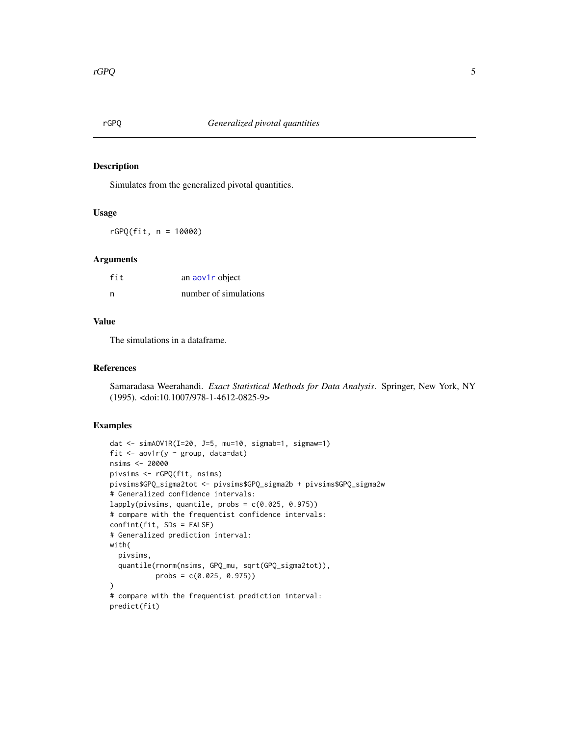## rGPQ — *Generalized pivotal quantities*

### Description

Simulates from the generalized pivotal quantities.

### Usage

```
rGPQ(fit, n = 10000)
```

### Arguments

| | |
|---|---|
| fit | an aov1r object |
| n | number of simulations |

### Value

The simulations in a dataframe.

### References

Samaradasa Weerahandi. *Exact Statistical Methods for Data Analysis*. Springer, New York, NY (1995). <doi:10.1007/978-1-4612-0825-9>

### Examples

```
dat <- simAOV1R(I=20, J=5, mu=10, sigmab=1, sigmaw=1)
fit <- aov1r(y ~ group, data=dat)
nsims <- 20000
pivsims <- rGPQ(fit, nsims)
pivsims$GPQ_sigma2tot <- pivsims$GPQ_sigma2b + pivsims$GPQ_sigma2w
# Generalized confidence intervals:
lapply(pivsims, quantile, probs = c(0.025, 0.975))
# compare with the frequentist confidence intervals:
confint(fit, SDs = FALSE)
# Generalized prediction interval:
with(
  pivsims,
  quantile(rnorm(nsims, GPQ_mu, sqrt(GPQ_sigma2tot)),
           probs = c(0.025, 0.975))
)
# compare with the frequentist prediction interval:
predict(fit)
```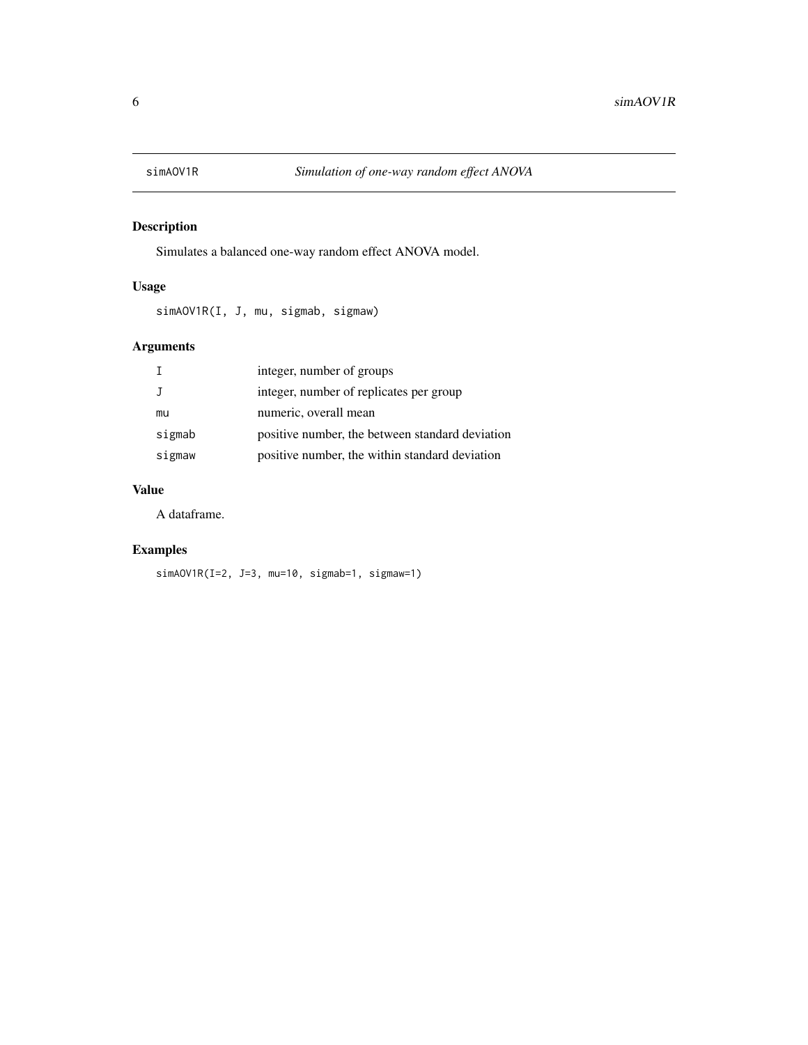# simAOV1R — *Simulation of one-way random effect ANOVA*

## Description

Simulates a balanced one-way random effect ANOVA model.

## Usage

```
simAOV1R(I, J, mu, sigmab, sigmaw)
```

## Arguments

| | |
|---|---|
| `I` | integer, number of groups |
| `J` | integer, number of replicates per group |
| `mu` | numeric, overall mean |
| `sigmab` | positive number, the between standard deviation |
| `sigmaw` | positive number, the within standard deviation |

## Value

A dataframe.

## Examples

```
simAOV1R(I=2, J=3, mu=10, sigmab=1, sigmaw=1)
```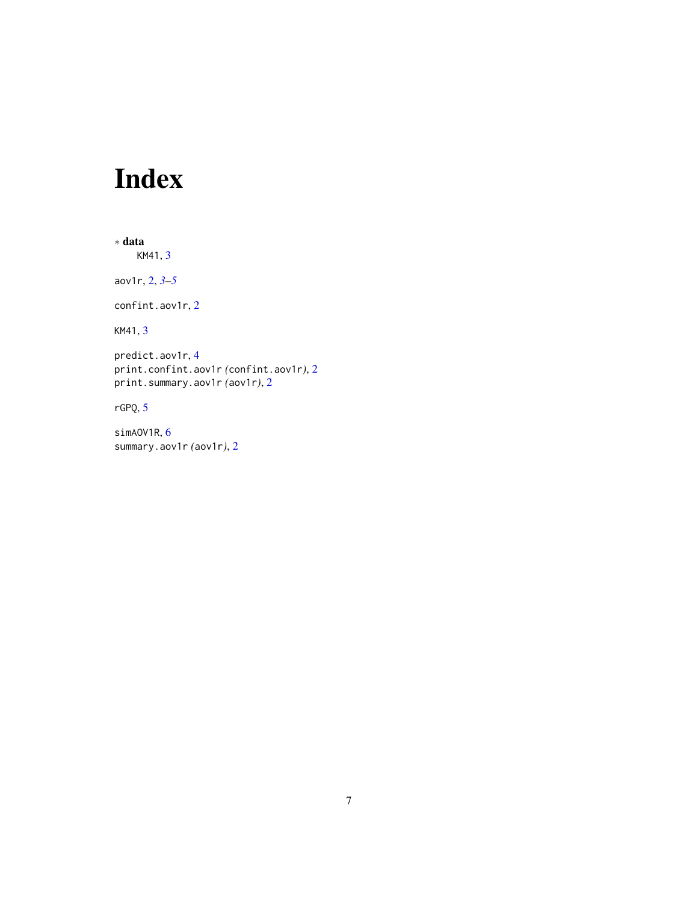# Index

∗ **data**
    KM41, 3

aov1r, 2, *3–5*

confint.aov1r, 2

KM41, 3

predict.aov1r, 4
print.confint.aov1r *(*confint.aov1r*)*, 2
print.summary.aov1r *(*aov1r*)*, 2

rGPQ, 5

simAOV1R, 6
summary.aov1r *(*aov1r*)*, 2